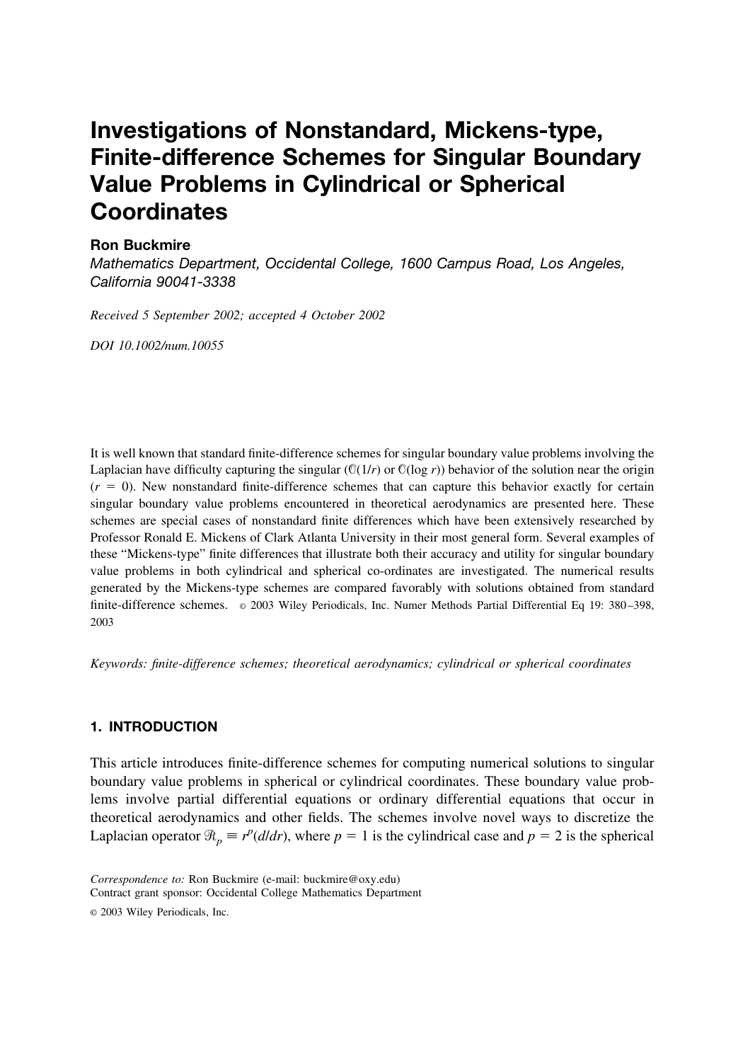# Investigations of Nonstandard, Mickens-type, Finite-difference Schemes for Singular Boundary Value Problems in Cylindrical or Spherical Coordinates

**Ron Buckmire**

*Mathematics Department, Occidental College, 1600 Campus Road, Los Angeles, California 90041-3338*

*Received 5 September 2002; accepted 4 October 2002*

*DOI 10.1002/num.10055*

It is well known that standard finite-difference schemes for singular boundary value problems involving the Laplacian have difficulty capturing the singular ($\mathbb{O}(1/r)$ or $\mathbb{O}(\log r)$) behavior of the solution near the origin ($r = 0$). New nonstandard finite-difference schemes that can capture this behavior exactly for certain singular boundary value problems encountered in theoretical aerodynamics are presented here. These schemes are special cases of nonstandard finite differences which have been extensively researched by Professor Ronald E. Mickens of Clark Atlanta University in their most general form. Several examples of these "Mickens-type" finite differences that illustrate both their accuracy and utility for singular boundary value problems in both cylindrical and spherical co-ordinates are investigated. The numerical results generated by the Mickens-type schemes are compared favorably with solutions obtained from standard finite-difference schemes. © 2003 Wiley Periodicals, Inc. Numer Methods Partial Differential Eq 19: 380–398, 2003

*Keywords: finite-difference schemes; theoretical aerodynamics; cylindrical or spherical coordinates*

## 1. INTRODUCTION

This article introduces finite-difference schemes for computing numerical solutions to singular boundary value problems in spherical or cylindrical coordinates. These boundary value problems involve partial differential equations or ordinary differential equations that occur in theoretical aerodynamics and other fields. The schemes involve novel ways to discretize the Laplacian operator $\mathcal{R}_p \equiv r^p(d/dr)$, where $p = 1$ is the cylindrical case and $p = 2$ is the spherical

*Correspondence to:* Ron Buckmire (e-mail: buckmire@oxy.edu)
Contract grant sponsor: Occidental College Mathematics Department

© 2003 Wiley Periodicals, Inc.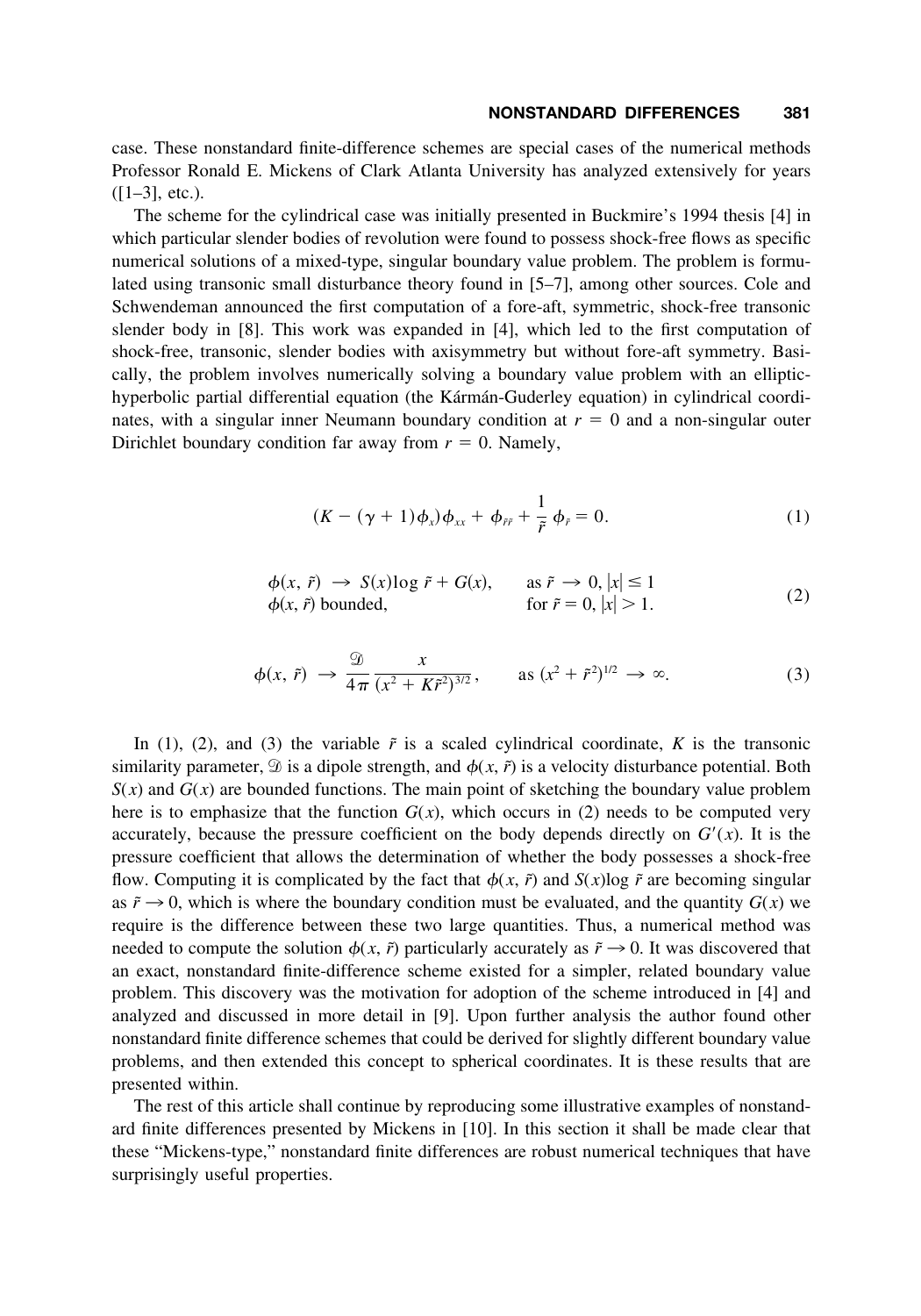case. These nonstandard finite-difference schemes are special cases of the numerical methods Professor Ronald E. Mickens of Clark Atlanta University has analyzed extensively for years ([1–3], etc.).

The scheme for the cylindrical case was initially presented in Buckmire's 1994 thesis [4] in which particular slender bodies of revolution were found to possess shock-free flows as specific numerical solutions of a mixed-type, singular boundary value problem. The problem is formulated using transonic small disturbance theory found in [5–7], among other sources. Cole and Schwendeman announced the first computation of a fore-aft, symmetric, shock-free transonic slender body in [8]. This work was expanded in [4], which led to the first computation of shock-free, transonic, slender bodies with axisymmetry but without fore-aft symmetry. Basically, the problem involves numerically solving a boundary value problem with an elliptic-hyperbolic partial differential equation (the Kármán-Guderley equation) in cylindrical coordinates, with a singular inner Neumann boundary condition at $r = 0$ and a non-singular outer Dirichlet boundary condition far away from $r = 0$. Namely,

$$(K - (\gamma + 1)\phi_x)\phi_{xx} + \phi_{\tilde{r}\tilde{r}} + \frac{1}{\tilde{r}}\,\phi_{\tilde{r}} = 0. \tag{1}$$

$$\begin{aligned} &\phi(x, \tilde{r}) \;\rightarrow\; S(x)\log\tilde{r} + G(x), && \text{as } \tilde{r} \rightarrow 0, |x| \leq 1 \\ &\phi(x, \tilde{r}) \text{ bounded}, && \text{for } \tilde{r} = 0, |x| > 1. \end{aligned} \tag{2}$$

$$\phi(x, \tilde{r}) \;\rightarrow\; \frac{\mathcal{D}}{4\pi}\frac{x}{(x^2 + K\tilde{r}^2)^{3/2}}, \qquad \text{as } (x^2 + \tilde{r}^2)^{1/2} \;\rightarrow\; \infty. \tag{3}$$

In (1), (2), and (3) the variable $\tilde{r}$ is a scaled cylindrical coordinate, $K$ is the transonic similarity parameter, $\mathcal{D}$ is a dipole strength, and $\phi(x, \tilde{r})$ is a velocity disturbance potential. Both $S(x)$ and $G(x)$ are bounded functions. The main point of sketching the boundary value problem here is to emphasize that the function $G(x)$, which occurs in (2) needs to be computed very accurately, because the pressure coefficient on the body depends directly on $G'(x)$. It is the pressure coefficient that allows the determination of whether the body possesses a shock-free flow. Computing it is complicated by the fact that $\phi(x, \tilde{r})$ and $S(x)\log\tilde{r}$ are becoming singular as $\tilde{r} \rightarrow 0$, which is where the boundary condition must be evaluated, and the quantity $G(x)$ we require is the difference between these two large quantities. Thus, a numerical method was needed to compute the solution $\phi(x, \tilde{r})$ particularly accurately as $\tilde{r} \rightarrow 0$. It was discovered that an exact, nonstandard finite-difference scheme existed for a simpler, related boundary value problem. This discovery was the motivation for adoption of the scheme introduced in [4] and analyzed and discussed in more detail in [9]. Upon further analysis the author found other nonstandard finite difference schemes that could be derived for slightly different boundary value problems, and then extended this concept to spherical coordinates. It is these results that are presented within.

The rest of this article shall continue by reproducing some illustrative examples of nonstandard finite differences presented by Mickens in [10]. In this section it shall be made clear that these "Mickens-type," nonstandard finite differences are robust numerical techniques that have surprisingly useful properties.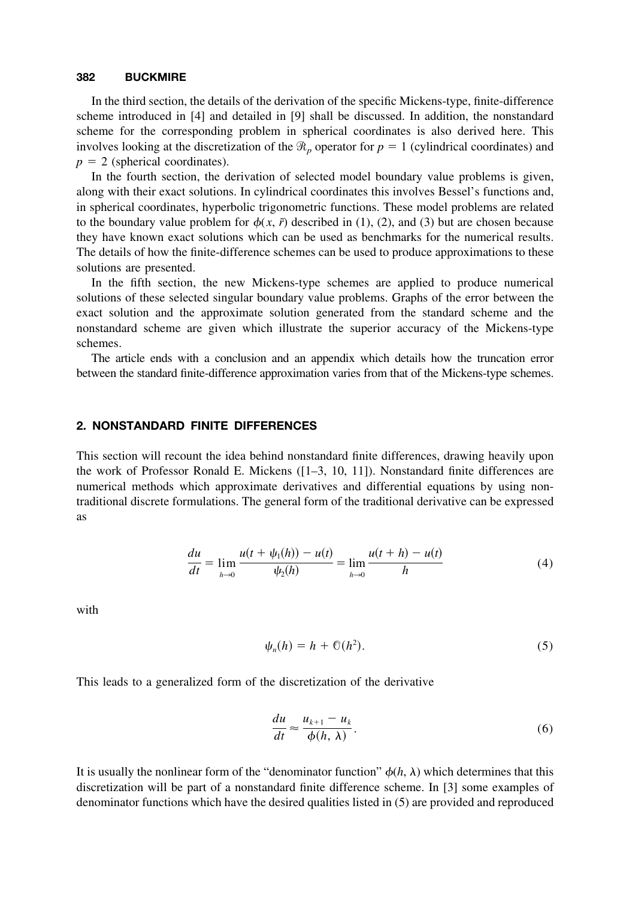In the third section, the details of the derivation of the specific Mickens-type, finite-difference scheme introduced in [4] and detailed in [9] shall be discussed. In addition, the nonstandard scheme for the corresponding problem in spherical coordinates is also derived here. This involves looking at the discretization of the $\mathcal{R}_p$ operator for $p = 1$ (cylindrical coordinates) and $p = 2$ (spherical coordinates).

In the fourth section, the derivation of selected model boundary value problems is given, along with their exact solutions. In cylindrical coordinates this involves Bessel's functions and, in spherical coordinates, hyperbolic trigonometric functions. These model problems are related to the boundary value problem for $\phi(x, \vec{r})$ described in (1), (2), and (3) but are chosen because they have known exact solutions which can be used as benchmarks for the numerical results. The details of how the finite-difference schemes can be used to produce approximations to these solutions are presented.

In the fifth section, the new Mickens-type schemes are applied to produce numerical solutions of these selected singular boundary value problems. Graphs of the error between the exact solution and the approximate solution generated from the standard scheme and the nonstandard scheme are given which illustrate the superior accuracy of the Mickens-type schemes.

The article ends with a conclusion and an appendix which details how the truncation error between the standard finite-difference approximation varies from that of the Mickens-type schemes.

## 2. NONSTANDARD FINITE DIFFERENCES

This section will recount the idea behind nonstandard finite differences, drawing heavily upon the work of Professor Ronald E. Mickens ([1–3, 10, 11]). Nonstandard finite differences are numerical methods which approximate derivatives and differential equations by using non-traditional discrete formulations. The general form of the traditional derivative can be expressed as

$$\frac{du}{dt} = \lim_{h \to 0} \frac{u(t + \psi_1(h)) - u(t)}{\psi_2(h)} = \lim_{h \to 0} \frac{u(t + h) - u(t)}{h} \tag{4}$$

with

$$\psi_n(h) = h + \mathcal{O}(h^2). \tag{5}$$

This leads to a generalized form of the discretization of the derivative

$$\frac{du}{dt} \approx \frac{u_{k+1} - u_k}{\phi(h, \lambda)}. \tag{6}$$

It is usually the nonlinear form of the "denominator function" $\phi(h, \lambda)$ which determines that this discretization will be part of a nonstandard finite difference scheme. In [3] some examples of denominator functions which have the desired qualities listed in (5) are provided and reproduced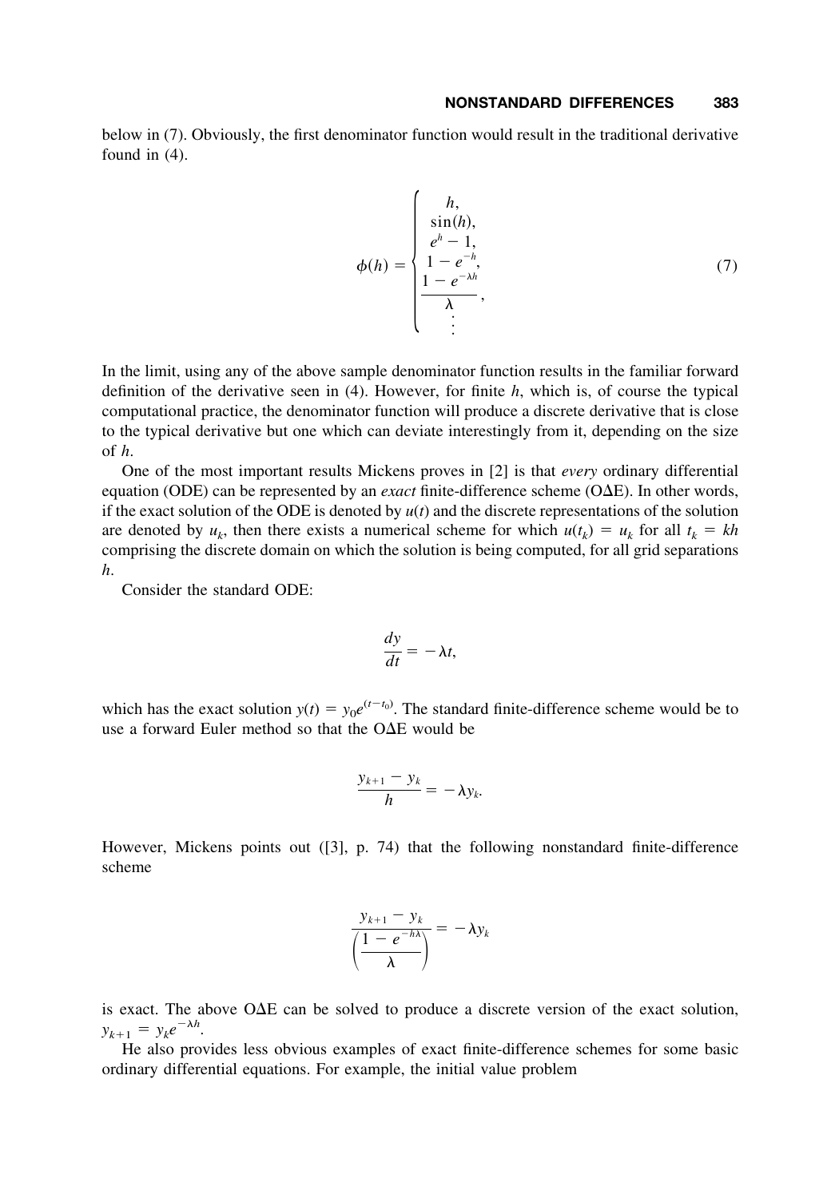below in (7). Obviously, the first denominator function would result in the traditional derivative found in (4).

$$\phi(h) = \begin{cases} h, \\ \sin(h), \\ e^h - 1, \\ 1 - e^{-h}, \\ \dfrac{1 - e^{-\lambda h}}{\lambda}, \\ \vdots \end{cases} \tag{7}$$

In the limit, using any of the above sample denominator function results in the familiar forward definition of the derivative seen in (4). However, for finite $h$, which is, of course the typical computational practice, the denominator function will produce a discrete derivative that is close to the typical derivative but one which can deviate interestingly from it, depending on the size of $h$.

One of the most important results Mickens proves in [2] is that *every* ordinary differential equation (ODE) can be represented by an *exact* finite-difference scheme (OΔE). In other words, if the exact solution of the ODE is denoted by $u(t)$ and the discrete representations of the solution are denoted by $u_k$, then there exists a numerical scheme for which $u(t_k) = u_k$ for all $t_k = kh$ comprising the discrete domain on which the solution is being computed, for all grid separations $h$.

Consider the standard ODE:

$$\frac{dy}{dt} = -\lambda t,$$

which has the exact solution $y(t) = y_0 e^{(t-t_0)}$. The standard finite-difference scheme would be to use a forward Euler method so that the OΔE would be

$$\frac{y_{k+1} - y_k}{h} = -\lambda y_k.$$

However, Mickens points out ([3], p. 74) that the following nonstandard finite-difference scheme

$$\frac{y_{k+1} - y_k}{\left(\dfrac{1 - e^{-h\lambda}}{\lambda}\right)} = -\lambda y_k$$

is exact. The above OΔE can be solved to produce a discrete version of the exact solution, $y_{k+1} = y_k e^{-\lambda h}$.

He also provides less obvious examples of exact finite-difference schemes for some basic ordinary differential equations. For example, the initial value problem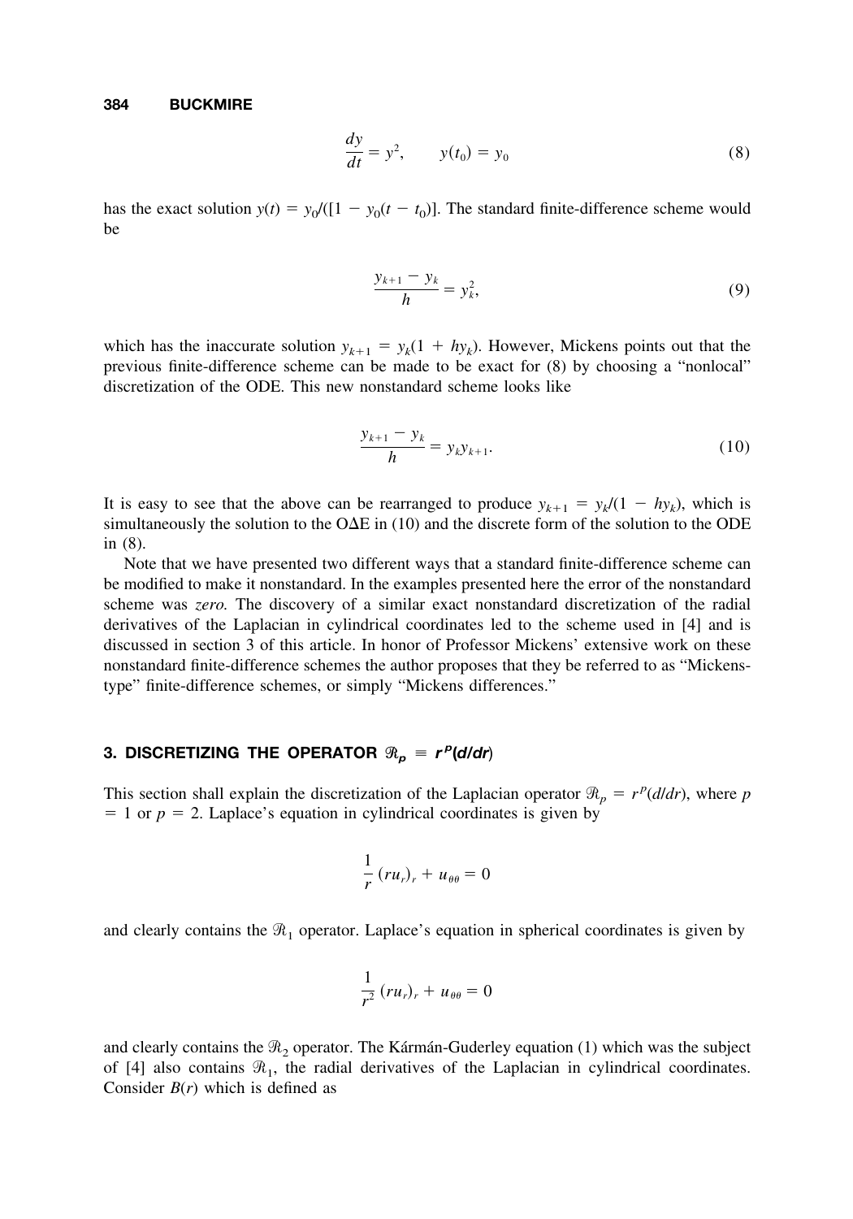$$\frac{dy}{dt} = y^2, \qquad y(t_0) = y_0 \tag{8}$$

has the exact solution $y(t) = y_0/([1 - y_0(t - t_0)]$. The standard finite-difference scheme would be

$$\frac{y_{k+1} - y_k}{h} = y_k^2, \tag{9}$$

which has the inaccurate solution $y_{k+1} = y_k(1 + hy_k)$. However, Mickens points out that the previous finite-difference scheme can be made to be exact for (8) by choosing a "nonlocal" discretization of the ODE. This new nonstandard scheme looks like

$$\frac{y_{k+1} - y_k}{h} = y_k y_{k+1}. \tag{10}$$

It is easy to see that the above can be rearranged to produce $y_{k+1} = y_k/(1 - hy_k)$, which is simultaneously the solution to the OΔE in (10) and the discrete form of the solution to the ODE in (8).

Note that we have presented two different ways that a standard finite-difference scheme can be modified to make it nonstandard. In the examples presented here the error of the nonstandard scheme was *zero.* The discovery of a similar exact nonstandard discretization of the radial derivatives of the Laplacian in cylindrical coordinates led to the scheme used in [4] and is discussed in section 3 of this article. In honor of Professor Mickens' extensive work on these nonstandard finite-difference schemes the author proposes that they be referred to as "Mickens-type" finite-difference schemes, or simply "Mickens differences."

## 3. DISCRETIZING THE OPERATOR $\mathcal{R}_p \equiv r^p(d/dr)$

This section shall explain the discretization of the Laplacian operator $\mathcal{R}_p = r^p(d/dr)$, where $p = 1$ or $p = 2$. Laplace's equation in cylindrical coordinates is given by

$$\frac{1}{r}(ru_r)_r + u_{\theta\theta} = 0$$

and clearly contains the $\mathcal{R}_1$ operator. Laplace's equation in spherical coordinates is given by

$$\frac{1}{r^2}(ru_r)_r + u_{\theta\theta} = 0$$

and clearly contains the $\mathcal{R}_2$ operator. The Kármán-Guderley equation (1) which was the subject of [4] also contains $\mathcal{R}_1$, the radial derivatives of the Laplacian in cylindrical coordinates. Consider $B(r)$ which is defined as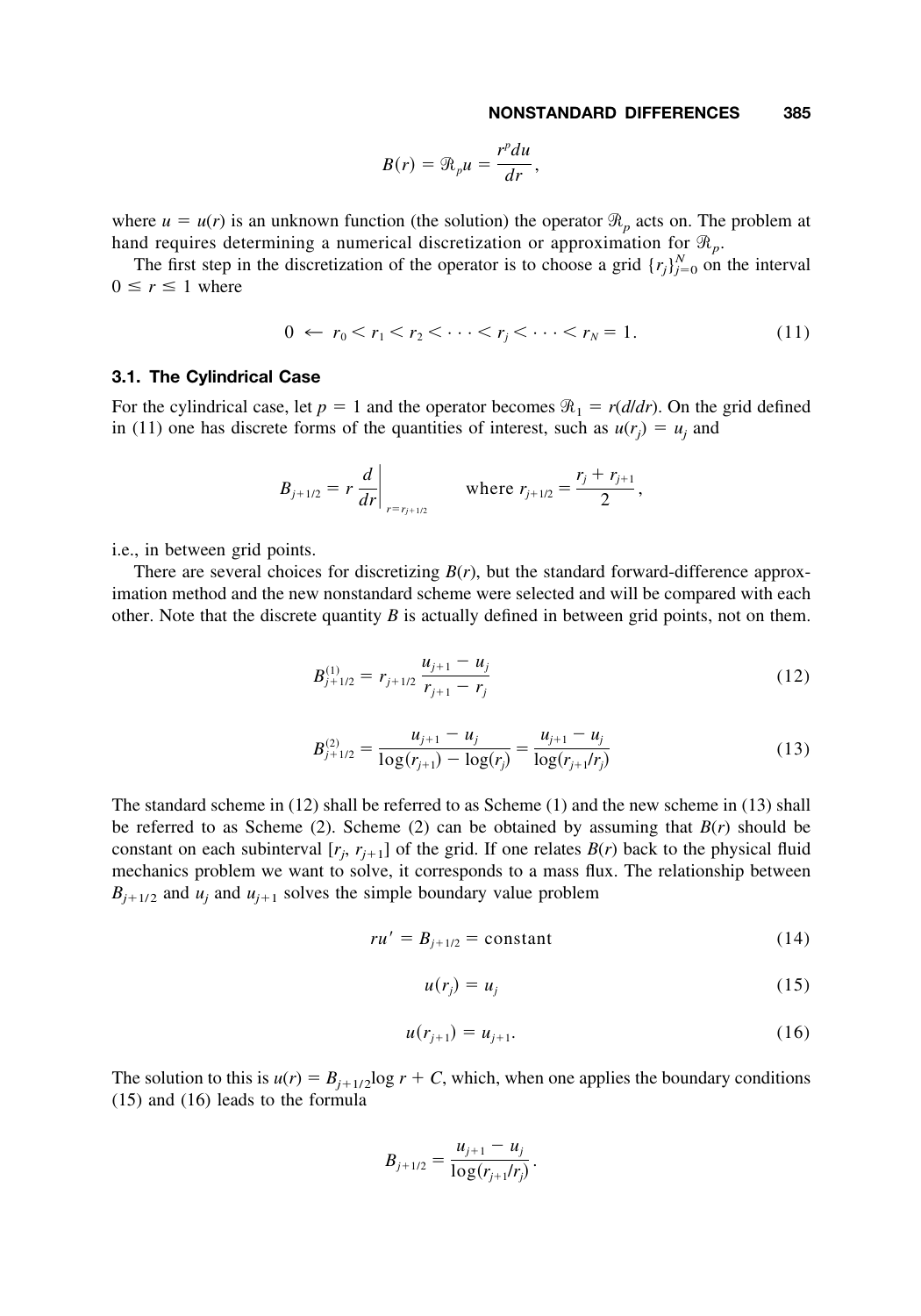$$B(r) = \mathcal{R}_p u = \frac{r^p du}{dr},$$

where $u = u(r)$ is an unknown function (the solution) the operator $\mathcal{R}_p$ acts on. The problem at hand requires determining a numerical discretization or approximation for $\mathcal{R}_p$.

The first step in the discretization of the operator is to choose a grid $\{r_j\}_{j=0}^{N}$ on the interval $0 \leq r \leq 1$ where

$$0 \leftarrow r_0 < r_1 < r_2 < \cdots < r_j < \cdots < r_N = 1. \tag{11}$$

### 3.1. The Cylindrical Case

For the cylindrical case, let $p = 1$ and the operator becomes $\mathcal{R}_1 = r(d/dr)$. On the grid defined in (11) one has discrete forms of the quantities of interest, such as $u(r_j) = u_j$ and

$$B_{j+1/2} = r \left. \frac{d}{dr} \right|_{r=r_{j+1/2}} \qquad \text{where } r_{j+1/2} = \frac{r_j + r_{j+1}}{2},$$

i.e., in between grid points.

There are several choices for discretizing $B(r)$, but the standard forward-difference approximation method and the new nonstandard scheme were selected and will be compared with each other. Note that the discrete quantity $B$ is actually defined in between grid points, not on them.

$$B_{j+1/2}^{(1)} = r_{j+1/2} \frac{u_{j+1} - u_j}{r_{j+1} - r_j} \tag{12}$$

$$B_{j+1/2}^{(2)} = \frac{u_{j+1} - u_j}{\log(r_{j+1}) - \log(r_j)} = \frac{u_{j+1} - u_j}{\log(r_{j+1}/r_j)} \tag{13}$$

The standard scheme in (12) shall be referred to as Scheme (1) and the new scheme in (13) shall be referred to as Scheme (2). Scheme (2) can be obtained by assuming that $B(r)$ should be constant on each subinterval $[r_j, r_{j+1}]$ of the grid. If one relates $B(r)$ back to the physical fluid mechanics problem we want to solve, it corresponds to a mass flux. The relationship between $B_{j+1/2}$ and $u_j$ and $u_{j+1}$ solves the simple boundary value problem

$$ru' = B_{j+1/2} = \text{constant} \tag{14}$$

$$u(r_j) = u_j \tag{15}$$

$$u(r_{j+1}) = u_{j+1}. \tag{16}$$

The solution to this is $u(r) = B_{j+1/2} \log r + C$, which, when one applies the boundary conditions (15) and (16) leads to the formula

$$B_{j+1/2} = \frac{u_{j+1} - u_j}{\log(r_{j+1}/r_j)}.$$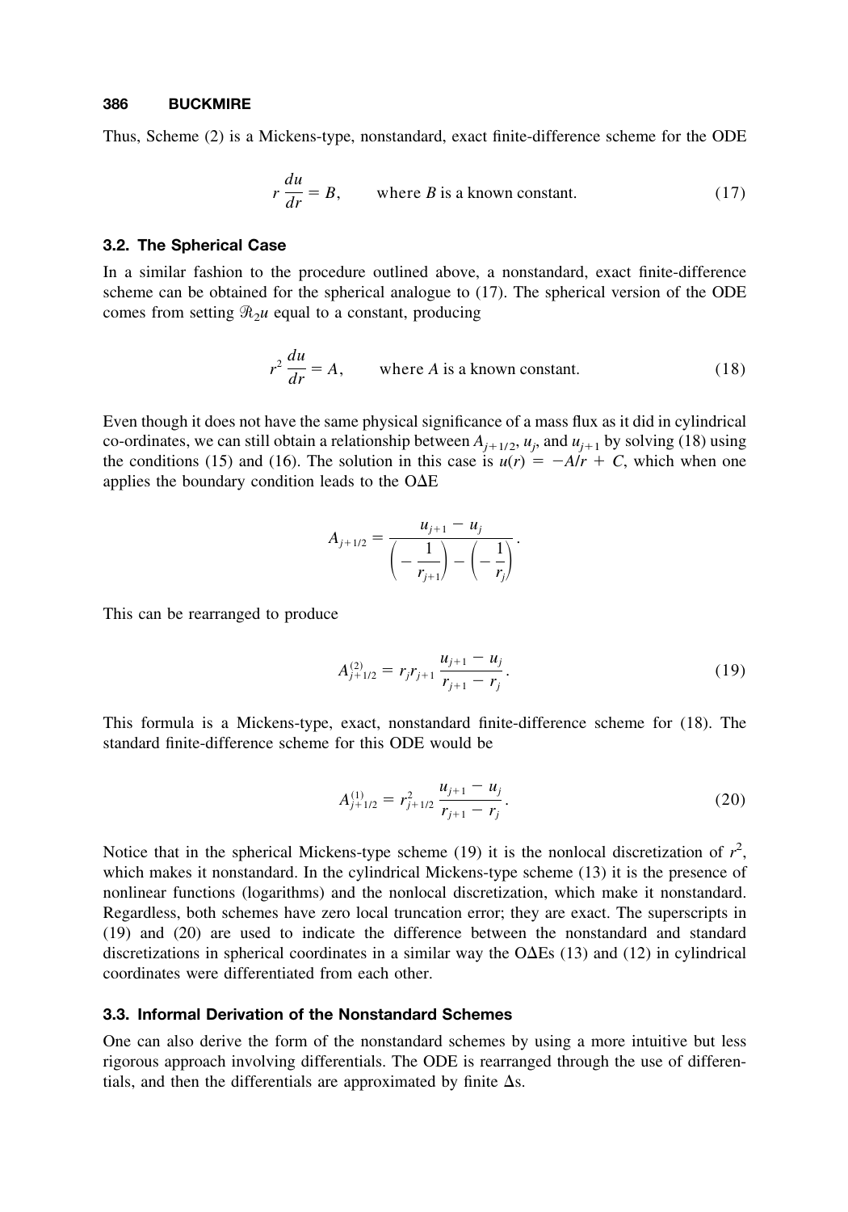Thus, Scheme (2) is a Mickens-type, nonstandard, exact finite-difference scheme for the ODE

$$r\frac{du}{dr} = B, \qquad \text{where } B \text{ is a known constant.} \tag{17}$$

### 3.2. The Spherical Case

In a similar fashion to the procedure outlined above, a nonstandard, exact finite-difference scheme can be obtained for the spherical analogue to (17). The spherical version of the ODE comes from setting $\mathcal{R}_2 u$ equal to a constant, producing

$$r^2\frac{du}{dr} = A, \qquad \text{where } A \text{ is a known constant.} \tag{18}$$

Even though it does not have the same physical significance of a mass flux as it did in cylindrical co-ordinates, we can still obtain a relationship between $A_{j+1/2}$, $u_j$, and $u_{j+1}$ by solving (18) using the conditions (15) and (16). The solution in this case is $u(r) = -A/r + C$, which when one applies the boundary condition leads to the OΔE

$$A_{j+1/2} = \frac{u_{j+1} - u_j}{\left(-\dfrac{1}{r_{j+1}}\right) - \left(-\dfrac{1}{r_j}\right)}.$$

This can be rearranged to produce

$$A^{(2)}_{j+1/2} = r_j r_{j+1}\frac{u_{j+1} - u_j}{r_{j+1} - r_j}. \tag{19}$$

This formula is a Mickens-type, exact, nonstandard finite-difference scheme for (18). The standard finite-difference scheme for this ODE would be

$$A^{(1)}_{j+1/2} = r^2_{j+1/2}\frac{u_{j+1} - u_j}{r_{j+1} - r_j}. \tag{20}$$

Notice that in the spherical Mickens-type scheme (19) it is the nonlocal discretization of $r^2$, which makes it nonstandard. In the cylindrical Mickens-type scheme (13) it is the presence of nonlinear functions (logarithms) and the nonlocal discretization, which make it nonstandard. Regardless, both schemes have zero local truncation error; they are exact. The superscripts in (19) and (20) are used to indicate the difference between the nonstandard and standard discretizations in spherical coordinates in a similar way the OΔEs (13) and (12) in cylindrical coordinates were differentiated from each other.

### 3.3. Informal Derivation of the Nonstandard Schemes

One can also derive the form of the nonstandard schemes by using a more intuitive but less rigorous approach involving differentials. The ODE is rearranged through the use of differentials, and then the differentials are approximated by finite Δs.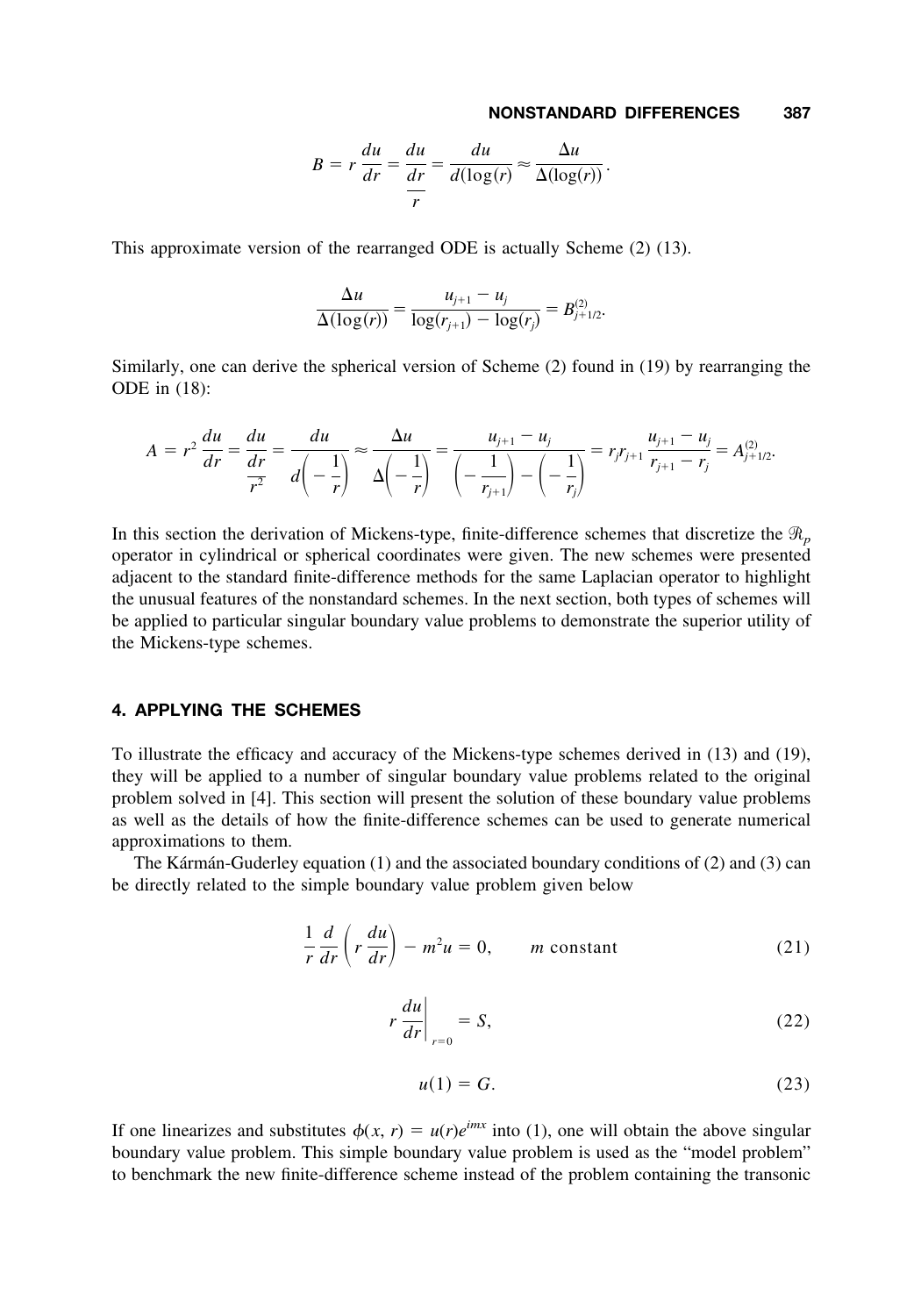$$B = r\frac{du}{dr} = \frac{du}{\dfrac{dr}{r}} = \frac{du}{d(\log(r)} \approx \frac{\Delta u}{\Delta(\log(r))}.$$

This approximate version of the rearranged ODE is actually Scheme (2) (13).

$$\frac{\Delta u}{\Delta(\log(r))} = \frac{u_{j+1} - u_j}{\log(r_{j+1}) - \log(r_j)} = B^{(2)}_{j+1/2}.$$

Similarly, one can derive the spherical version of Scheme (2) found in (19) by rearranging the ODE in (18):

$$A = r^2\frac{du}{dr} = \frac{du}{\dfrac{dr}{r^2}} = \frac{du}{d\left(-\dfrac{1}{r}\right)} \approx \frac{\Delta u}{\Delta\left(-\dfrac{1}{r}\right)} = \frac{u_{j+1} - u_j}{\left(-\dfrac{1}{r_{j+1}}\right) - \left(-\dfrac{1}{r_j}\right)} = r_j r_{j+1}\frac{u_{j+1} - u_j}{r_{j+1} - r_j} = A^{(2)}_{j+1/2}.$$

In this section the derivation of Mickens-type, finite-difference schemes that discretize the $\mathcal{R}_p$ operator in cylindrical or spherical coordinates were given. The new schemes were presented adjacent to the standard finite-difference methods for the same Laplacian operator to highlight the unusual features of the nonstandard schemes. In the next section, both types of schemes will be applied to particular singular boundary value problems to demonstrate the superior utility of the Mickens-type schemes.

## 4. APPLYING THE SCHEMES

To illustrate the efficacy and accuracy of the Mickens-type schemes derived in (13) and (19), they will be applied to a number of singular boundary value problems related to the original problem solved in [4]. This section will present the solution of these boundary value problems as well as the details of how the finite-difference schemes can be used to generate numerical approximations to them.

The Kármán-Guderley equation (1) and the associated boundary conditions of (2) and (3) can be directly related to the simple boundary value problem given below

$$\frac{1}{r}\frac{d}{dr}\left(r\frac{du}{dr}\right) - m^2 u = 0, \qquad m \text{ constant} \tag{21}$$

$$r\left.\frac{du}{dr}\right|_{r=0} = S, \tag{22}$$

$$u(1) = G. \tag{23}$$

If one linearizes and substitutes $\phi(x, r) = u(r)e^{imx}$ into (1), one will obtain the above singular boundary value problem. This simple boundary value problem is used as the "model problem" to benchmark the new finite-difference scheme instead of the problem containing the transonic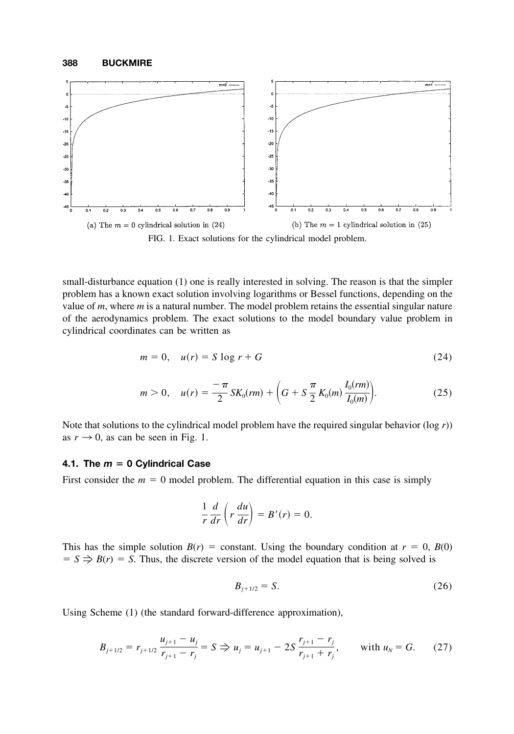(a) The $m = 0$ cylindrical solution in (24)

(b) The $m = 1$ cylindrical solution in (25)

FIG. 1. Exact solutions for the cylindrical model problem.

small-disturbance equation (1) one is really interested in solving. The reason is that the simpler problem has a known exact solution involving logarithms or Bessel functions, depending on the value of $m$, where $m$ is a natural number. The model problem retains the essential singular nature of the aerodynamics problem. The exact solutions to the model boundary value problem in cylindrical coordinates can be written as

$$m = 0, \quad u(r) = S \log r + G \tag{24}$$

$$m > 0, \quad u(r) = \frac{-\pi}{2} S K_0(rm) + \left( G + S \frac{\pi}{2} K_0(m) \frac{I_0(rm)}{I_0(m)} \right). \tag{25}$$

Note that solutions to the cylindrical model problem have the required singular behavior ($\log r$)) as $r \to 0$, as can be seen in Fig. 1.

### 4.1. The $m = 0$ Cylindrical Case

First consider the $m = 0$ model problem. The differential equation in this case is simply

$$\frac{1}{r} \frac{d}{dr} \left( r \frac{du}{dr} \right) = B'(r) = 0.$$

This has the simple solution $B(r) =$ constant. Using the boundary condition at $r = 0$, $B(0) = S \Rightarrow B(r) = S$. Thus, the discrete version of the model equation that is being solved is

$$B_{j+1/2} = S. \tag{26}$$

Using Scheme (1) (the standard forward-difference approximation),

$$B_{j+1/2} = r_{j+1/2} \frac{u_{j+1} - u_j}{r_{j+1} - r_j} = S \Rightarrow u_j = u_{j+1} - 2S \frac{r_{j+1} - r_j}{r_{j+1} + r_j}, \qquad \text{with } u_N = G. \tag{27}$$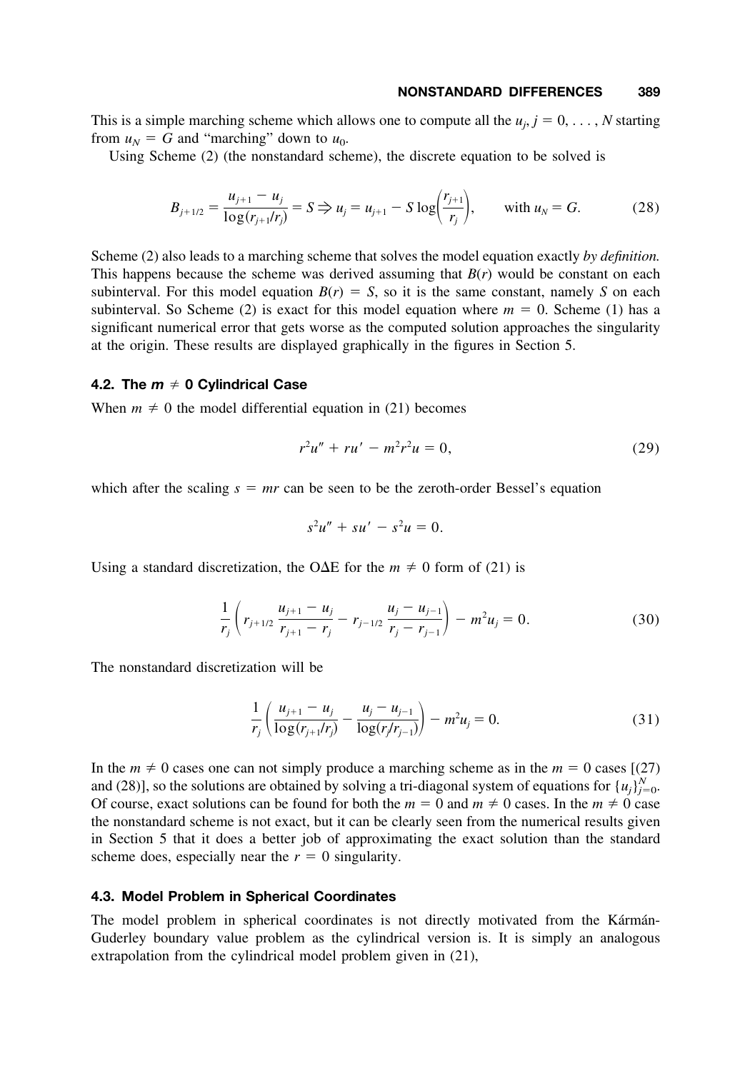This is a simple marching scheme which allows one to compute all the $u_j$, $j = 0, \ldots, N$ starting from $u_N = G$ and "marching" down to $u_0$.

Using Scheme (2) (the nonstandard scheme), the discrete equation to be solved is

$$B_{j+1/2} = \frac{u_{j+1} - u_j}{\log(r_{j+1}/r_j)} = S \Rightarrow u_j = u_{j+1} - S \log\left(\frac{r_{j+1}}{r_j}\right), \qquad \text{with } u_N = G. \tag{28}$$

Scheme (2) also leads to a marching scheme that solves the model equation exactly *by definition.* This happens because the scheme was derived assuming that $B(r)$ would be constant on each subinterval. For this model equation $B(r) = S$, so it is the same constant, namely $S$ on each subinterval. So Scheme (2) is exact for this model equation where $m = 0$. Scheme (1) has a significant numerical error that gets worse as the computed solution approaches the singularity at the origin. These results are displayed graphically in the figures in Section 5.

### 4.2. The $m \neq 0$ Cylindrical Case

When $m \neq 0$ the model differential equation in (21) becomes

$$r^2 u'' + r u' - m^2 r^2 u = 0, \tag{29}$$

which after the scaling $s = mr$ can be seen to be the zeroth-order Bessel's equation

$$s^2 u'' + s u' - s^2 u = 0.$$

Using a standard discretization, the OΔE for the $m \neq 0$ form of (21) is

$$\frac{1}{r_j}\left(r_{j+1/2}\,\frac{u_{j+1} - u_j}{r_{j+1} - r_j} - r_{j-1/2}\,\frac{u_j - u_{j-1}}{r_j - r_{j-1}}\right) - m^2 u_j = 0. \tag{30}$$

The nonstandard discretization will be

$$\frac{1}{r_j}\left(\frac{u_{j+1} - u_j}{\log(r_{j+1}/r_j)} - \frac{u_j - u_{j-1}}{\log(r_j/r_{j-1})}\right) - m^2 u_j = 0. \tag{31}$$

In the $m \neq 0$ cases one can not simply produce a marching scheme as in the $m = 0$ cases [(27) and (28)], so the solutions are obtained by solving a tri-diagonal system of equations for $\{u_j\}_{j=0}^{N}$. Of course, exact solutions can be found for both the $m = 0$ and $m \neq 0$ cases. In the $m \neq 0$ case the nonstandard scheme is not exact, but it can be clearly seen from the numerical results given in Section 5 that it does a better job of approximating the exact solution than the standard scheme does, especially near the $r = 0$ singularity.

### 4.3. Model Problem in Spherical Coordinates

The model problem in spherical coordinates is not directly motivated from the Kármán-Guderley boundary value problem as the cylindrical version is. It is simply an analogous extrapolation from the cylindrical model problem given in (21),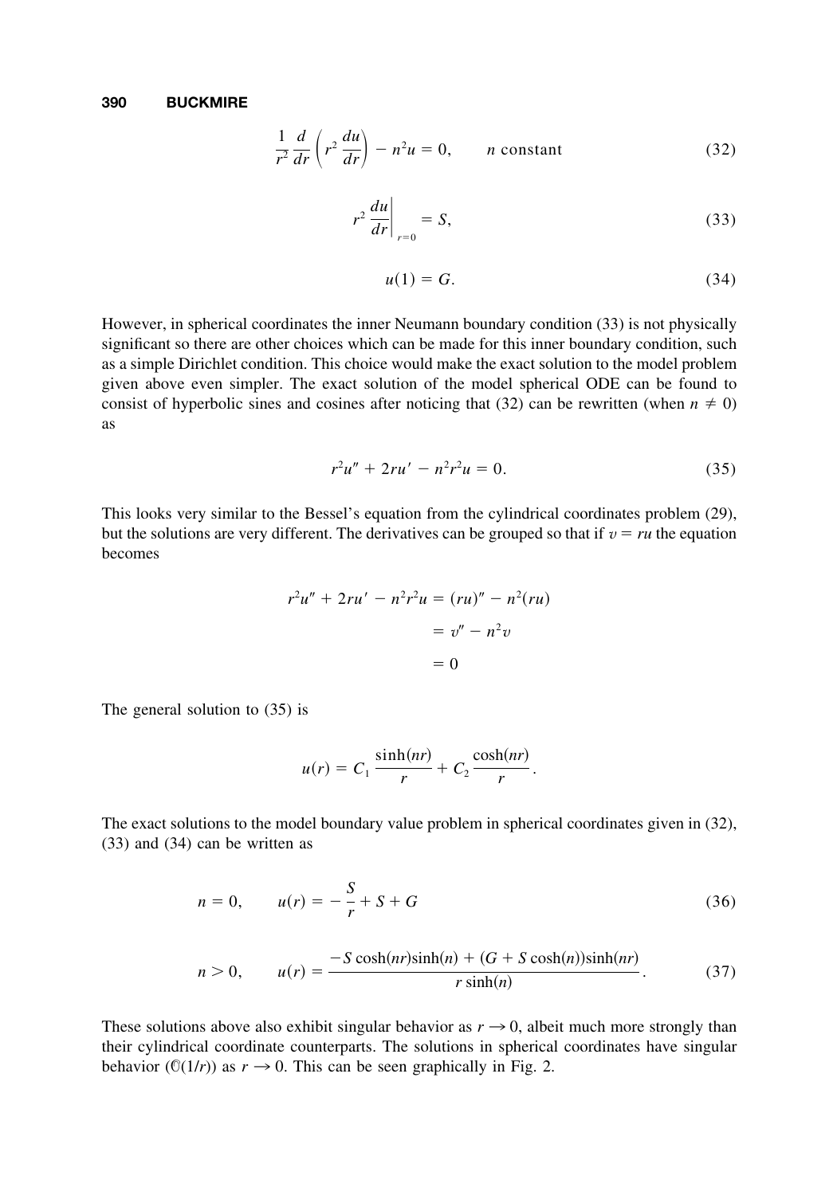$$\frac{1}{r^2}\frac{d}{dr}\left(r^2\frac{du}{dr}\right) - n^2u = 0, \qquad n \text{ constant} \tag{32}$$

$$r^2\left.\frac{du}{dr}\right|_{r=0} = S, \tag{33}$$

$$u(1) = G. \tag{34}$$

However, in spherical coordinates the inner Neumann boundary condition (33) is not physically significant so there are other choices which can be made for this inner boundary condition, such as a simple Dirichlet condition. This choice would make the exact solution to the model problem given above even simpler. The exact solution of the model spherical ODE can be found to consist of hyperbolic sines and cosines after noticing that (32) can be rewritten (when $n \neq 0$) as

$$r^2u'' + 2ru' - n^2r^2u = 0. \tag{35}$$

This looks very similar to the Bessel's equation from the cylindrical coordinates problem (29), but the solutions are very different. The derivatives can be grouped so that if $v = ru$ the equation becomes

$$\begin{aligned} r^2u'' + 2ru' - n^2r^2u &= (ru)'' - n^2(ru) \\ &= v'' - n^2v \\ &= 0 \end{aligned}$$

The general solution to (35) is

$$u(r) = C_1\frac{\sinh(nr)}{r} + C_2\frac{\cosh(nr)}{r}.$$

The exact solutions to the model boundary value problem in spherical coordinates given in (32), (33) and (34) can be written as

$$n = 0, \qquad u(r) = -\frac{S}{r} + S + G \tag{36}$$

$$n > 0, \qquad u(r) = \frac{-S\cosh(nr)\sinh(n) + (G + S\cosh(n))\sinh(nr)}{r\sinh(n)}. \tag{37}$$

These solutions above also exhibit singular behavior as $r \rightarrow 0$, albeit much more strongly than their cylindrical coordinate counterparts. The solutions in spherical coordinates have singular behavior ($\mathcal{O}(1/r)$) as $r \rightarrow 0$. This can be seen graphically in Fig. 2.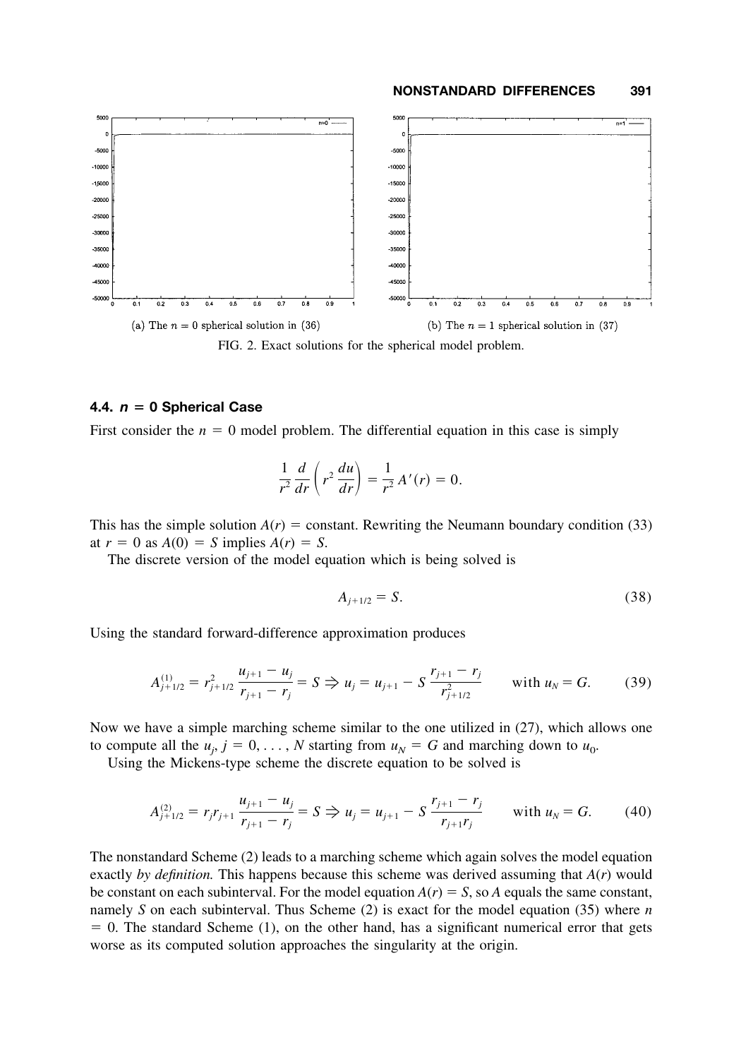(a) The $n = 0$ spherical solution in (36)

(b) The $n = 1$ spherical solution in (37)

FIG. 2. Exact solutions for the spherical model problem.

### 4.4. $n = 0$ Spherical Case

First consider the $n = 0$ model problem. The differential equation in this case is simply

$$\frac{1}{r^2}\frac{d}{dr}\left(r^2\frac{du}{dr}\right) = \frac{1}{r^2}A'(r) = 0.$$

This has the simple solution $A(r) =$ constant. Rewriting the Neumann boundary condition (33) at $r = 0$ as $A(0) = S$ implies $A(r) = S$.

The discrete version of the model equation which is being solved is

$$A_{j+1/2} = S. \tag{38}$$

Using the standard forward-difference approximation produces

$$A^{(1)}_{j+1/2} = r^2_{j+1/2}\frac{u_{j+1} - u_j}{r_{j+1} - r_j} = S \Rightarrow u_j = u_{j+1} - S\frac{r_{j+1} - r_j}{r^2_{j+1/2}} \qquad \text{with } u_N = G. \tag{39}$$

Now we have a simple marching scheme similar to the one utilized in (27), which allows one to compute all the $u_j$, $j = 0, \ldots, N$ starting from $u_N = G$ and marching down to $u_0$.

Using the Mickens-type scheme the discrete equation to be solved is

$$A^{(2)}_{j+1/2} = r_j r_{j+1}\frac{u_{j+1} - u_j}{r_{j+1} - r_j} = S \Rightarrow u_j = u_{j+1} - S\frac{r_{j+1} - r_j}{r_{j+1}r_j} \qquad \text{with } u_N = G. \tag{40}$$

The nonstandard Scheme (2) leads to a marching scheme which again solves the model equation exactly *by definition.* This happens because this scheme was derived assuming that $A(r)$ would be constant on each subinterval. For the model equation $A(r) = S$, so $A$ equals the same constant, namely $S$ on each subinterval. Thus Scheme (2) is exact for the model equation (35) where $n = 0$. The standard Scheme (1), on the other hand, has a significant numerical error that gets worse as its computed solution approaches the singularity at the origin.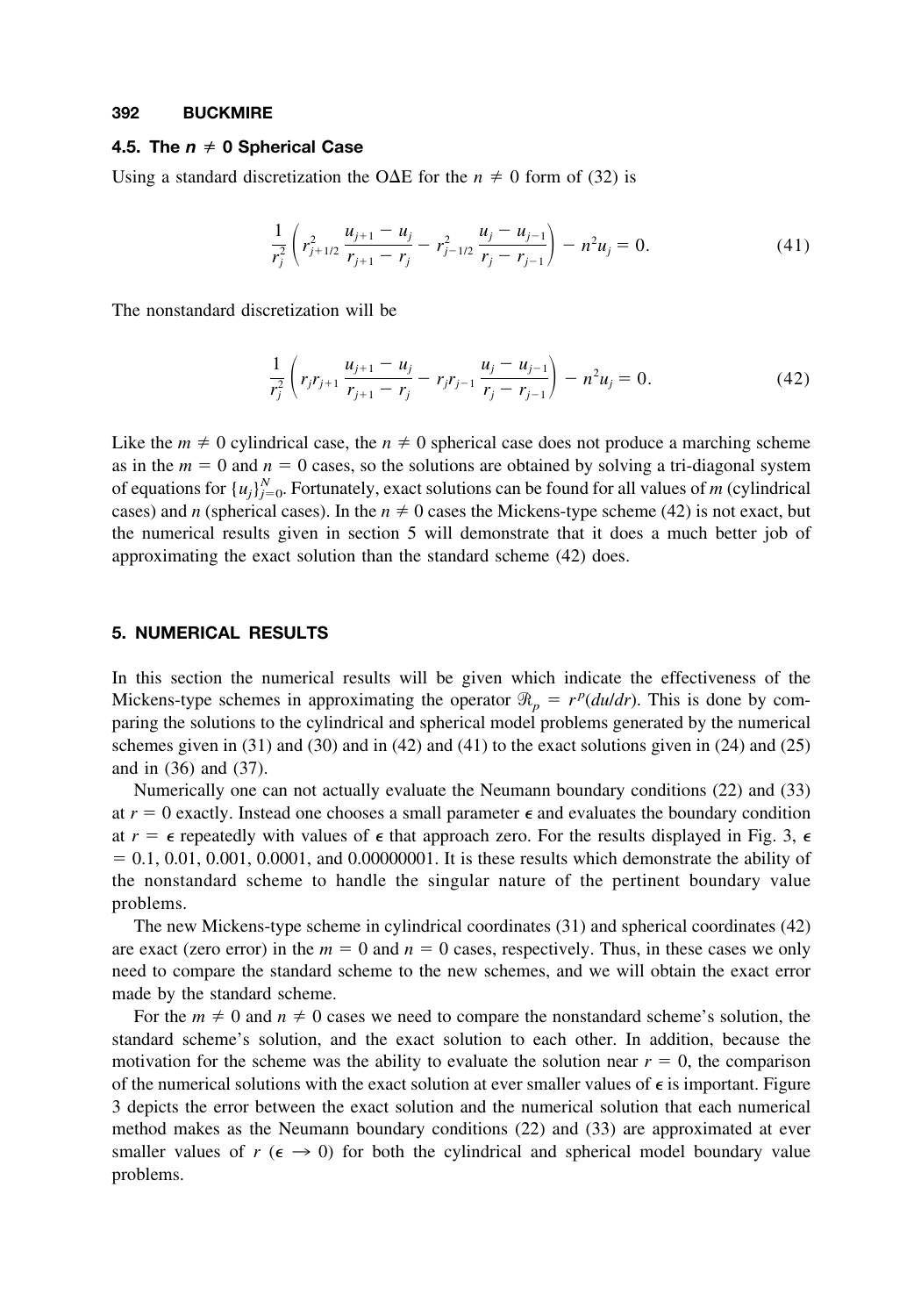### 4.5. The $n \neq 0$ Spherical Case

Using a standard discretization the OΔE for the $n \neq 0$ form of (32) is

$$\frac{1}{r_j^2}\left( r_{j+1/2}^2 \frac{u_{j+1} - u_j}{r_{j+1} - r_j} - r_{j-1/2}^2 \frac{u_j - u_{j-1}}{r_j - r_{j-1}} \right) - n^2 u_j = 0. \tag{41}$$

The nonstandard discretization will be

$$\frac{1}{r_j^2}\left( r_j r_{j+1} \frac{u_{j+1} - u_j}{r_{j+1} - r_j} - r_j r_{j-1} \frac{u_j - u_{j-1}}{r_j - r_{j-1}} \right) - n^2 u_j = 0. \tag{42}$$

Like the $m \neq 0$ cylindrical case, the $n \neq 0$ spherical case does not produce a marching scheme as in the $m = 0$ and $n = 0$ cases, so the solutions are obtained by solving a tri-diagonal system of equations for $\{u_j\}_{j=0}^{N}$. Fortunately, exact solutions can be found for all values of $m$ (cylindrical cases) and $n$ (spherical cases). In the $n \neq 0$ cases the Mickens-type scheme (42) is not exact, but the numerical results given in section 5 will demonstrate that it does a much better job of approximating the exact solution than the standard scheme (42) does.

## 5. NUMERICAL RESULTS

In this section the numerical results will be given which indicate the effectiveness of the Mickens-type schemes in approximating the operator $\mathcal{R}_p = r^p(du/dr)$. This is done by comparing the solutions to the cylindrical and spherical model problems generated by the numerical schemes given in (31) and (30) and in (42) and (41) to the exact solutions given in (24) and (25) and in (36) and (37).

Numerically one can not actually evaluate the Neumann boundary conditions (22) and (33) at $r = 0$ exactly. Instead one chooses a small parameter $\epsilon$ and evaluates the boundary condition at $r = \epsilon$ repeatedly with values of $\epsilon$ that approach zero. For the results displayed in Fig. 3, $\epsilon = 0.1$, 0.01, 0.001, 0.0001, and 0.00000001. It is these results which demonstrate the ability of the nonstandard scheme to handle the singular nature of the pertinent boundary value problems.

The new Mickens-type scheme in cylindrical coordinates (31) and spherical coordinates (42) are exact (zero error) in the $m = 0$ and $n = 0$ cases, respectively. Thus, in these cases we only need to compare the standard scheme to the new schemes, and we will obtain the exact error made by the standard scheme.

For the $m \neq 0$ and $n \neq 0$ cases we need to compare the nonstandard scheme's solution, the standard scheme's solution, and the exact solution to each other. In addition, because the motivation for the scheme was the ability to evaluate the solution near $r = 0$, the comparison of the numerical solutions with the exact solution at ever smaller values of $\epsilon$ is important. Figure 3 depicts the error between the exact solution and the numerical solution that each numerical method makes as the Neumann boundary conditions (22) and (33) are approximated at ever smaller values of $r$ ($\epsilon \to 0$) for both the cylindrical and spherical model boundary value problems.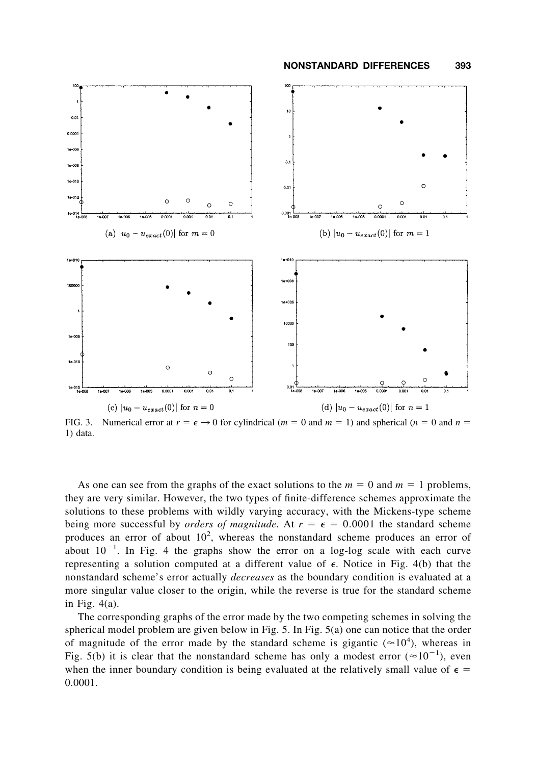(a) $|u_0 - u_{exact}(0)|$ for $m = 0$

(b) $|u_0 - u_{exact}(0)|$ for $m = 1$

(c) $|u_0 - u_{exact}(0)|$ for $n = 0$

(d) $|u_0 - u_{exact}(0)|$ for $n = 1$

FIG. 3. Numerical error at $r = \epsilon \to 0$ for cylindrical ($m = 0$ and $m = 1$) and spherical ($n = 0$ and $n = 1$) data.

As one can see from the graphs of the exact solutions to the $m = 0$ and $m = 1$ problems, they are very similar. However, the two types of finite-difference schemes approximate the solutions to these problems with wildly varying accuracy, with the Mickens-type scheme being more successful by *orders of magnitude.* At $r = \epsilon = 0.0001$ the standard scheme produces an error of about $10^2$, whereas the nonstandard scheme produces an error of about $10^{-1}$. In Fig. 4 the graphs show the error on a log-log scale with each curve representing a solution computed at a different value of $\epsilon$. Notice in Fig. 4(b) that the nonstandard scheme's error actually *decreases* as the boundary condition is evaluated at a more singular value closer to the origin, while the reverse is true for the standard scheme in Fig. 4(a).

The corresponding graphs of the error made by the two competing schemes in solving the spherical model problem are given below in Fig. 5. In Fig. 5(a) one can notice that the order of magnitude of the error made by the standard scheme is gigantic ($\approx 10^4$), whereas in Fig. 5(b) it is clear that the nonstandard scheme has only a modest error ($\approx 10^{-1}$), even when the inner boundary condition is being evaluated at the relatively small value of $\epsilon = 0.0001$.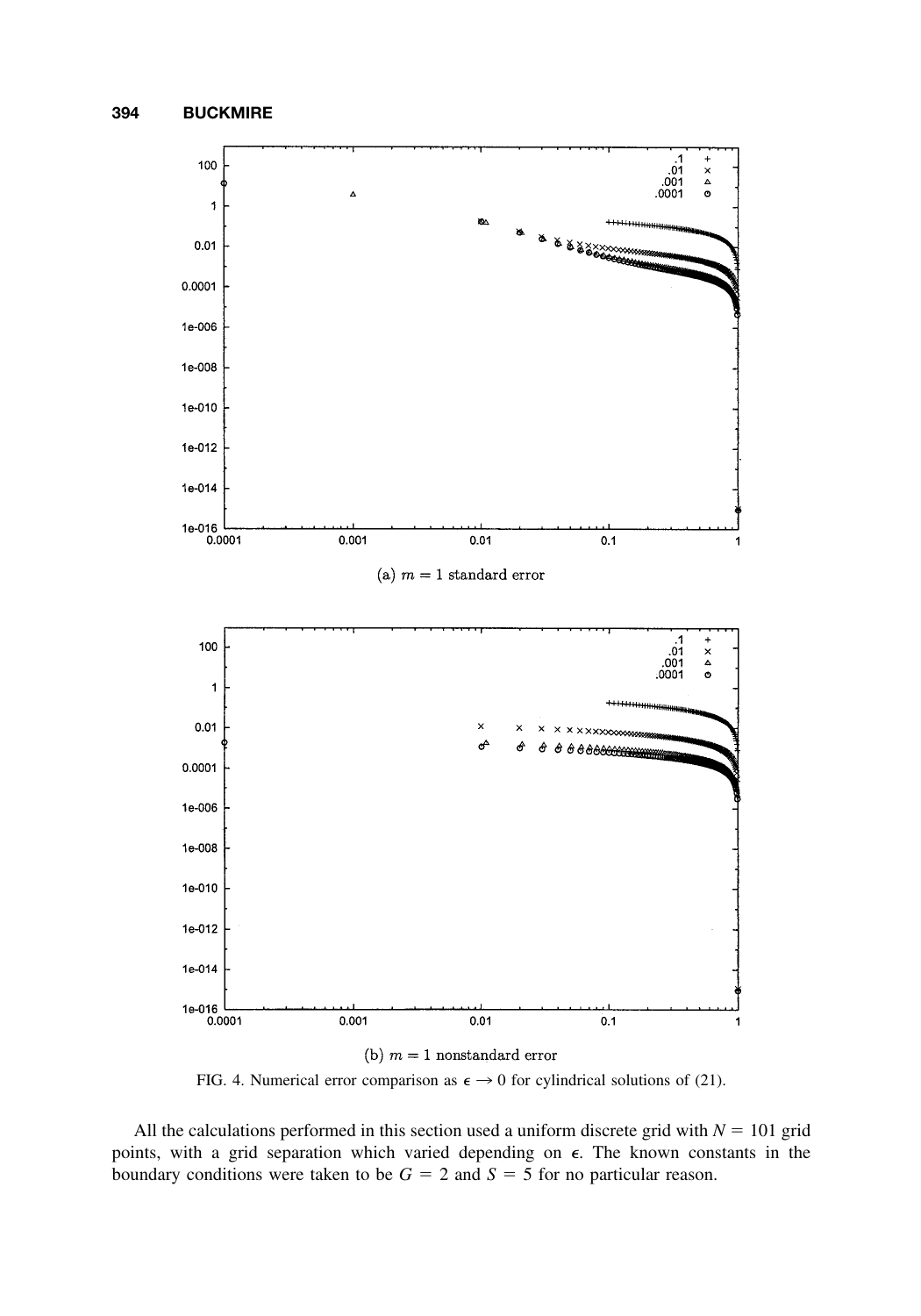(a) $m = 1$ standard error

(b) $m = 1$ nonstandard error

FIG. 4. Numerical error comparison as $\epsilon \to 0$ for cylindrical solutions of (21).

All the calculations performed in this section used a uniform discrete grid with $N = 101$ grid points, with a grid separation which varied depending on $\epsilon$. The known constants in the boundary conditions were taken to be $G = 2$ and $S = 5$ for no particular reason.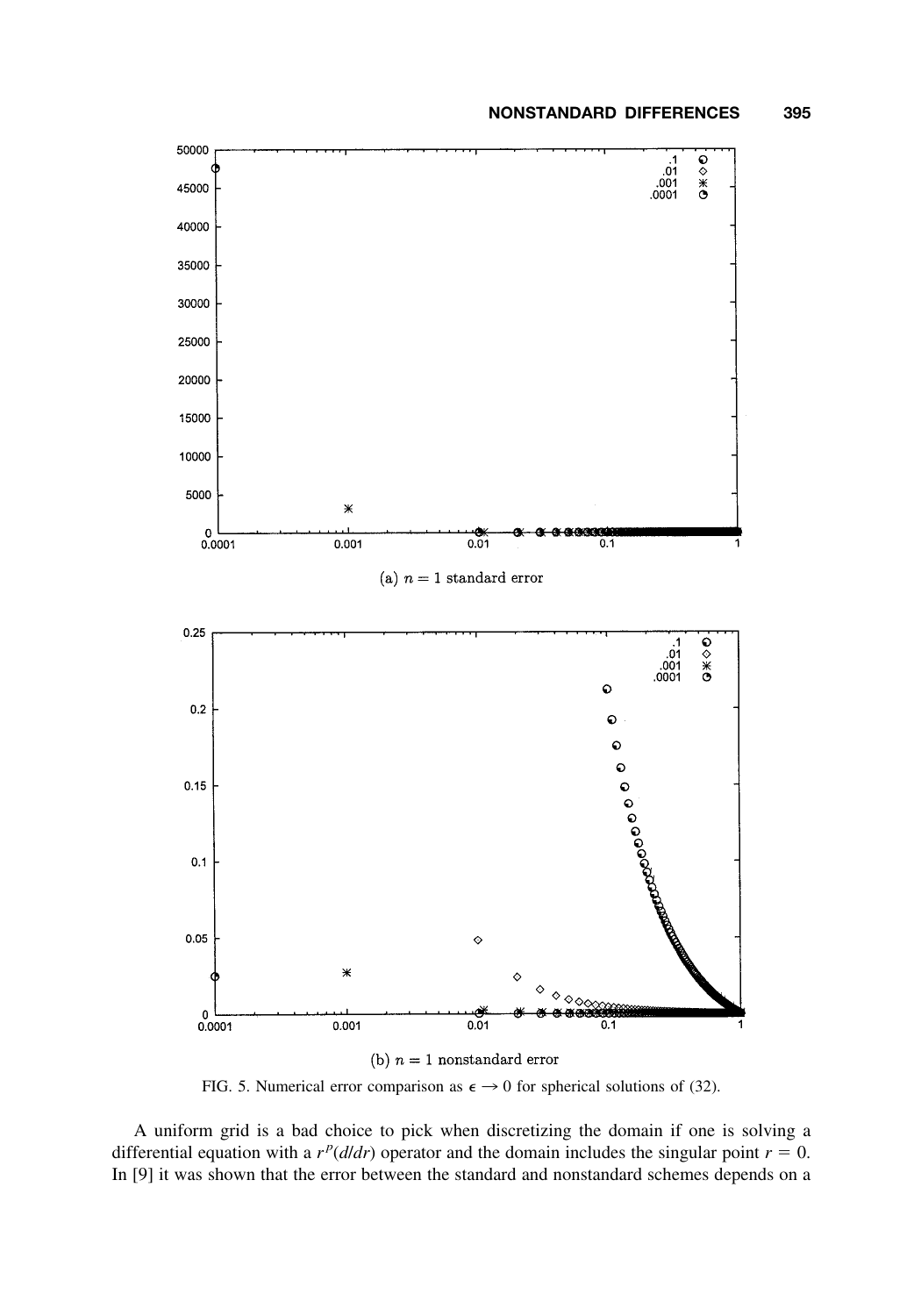(a) $n = 1$ standard error

(b) $n = 1$ nonstandard error

FIG. 5. Numerical error comparison as $\epsilon \to 0$ for spherical solutions of (32).

A uniform grid is a bad choice to pick when discretizing the domain if one is solving a differential equation with a $r^p(d/dr)$ operator and the domain includes the singular point $r = 0$. In [9] it was shown that the error between the standard and nonstandard schemes depends on a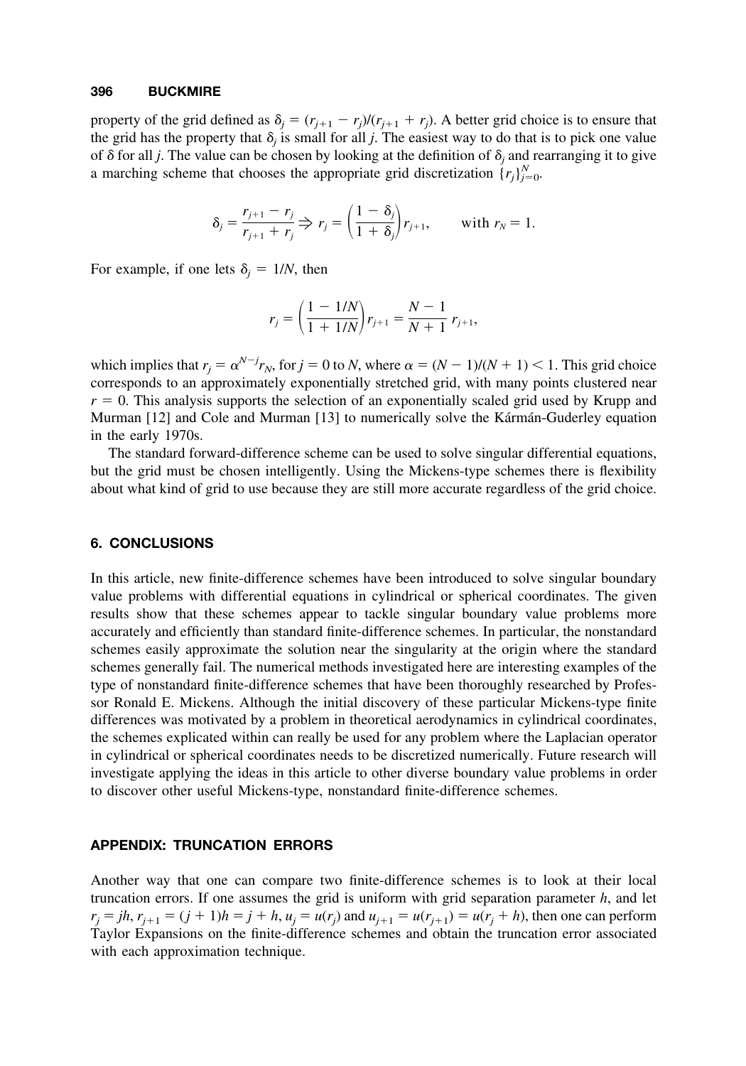property of the grid defined as $\delta_j = (r_{j+1} - r_j)/(r_{j+1} + r_j)$. A better grid choice is to ensure that the grid has the property that $\delta_j$ is small for all $j$. The easiest way to do that is to pick one value of $\delta$ for all $j$. The value can be chosen by looking at the definition of $\delta_j$ and rearranging it to give a marching scheme that chooses the appropriate grid discretization $\{r_j\}_{j=0}^{N}$.

$$\delta_j = \frac{r_{j+1} - r_j}{r_{j+1} + r_j} \Rightarrow r_j = \left(\frac{1 - \delta_j}{1 + \delta_j}\right) r_{j+1}, \qquad \text{with } r_N = 1.$$

For example, if one lets $\delta_j = 1/N$, then

$$r_j = \left(\frac{1 - 1/N}{1 + 1/N}\right) r_{j+1} = \frac{N-1}{N+1}\, r_{j+1},$$

which implies that $r_j = \alpha^{N-j} r_N$, for $j = 0$ to $N$, where $\alpha = (N-1)/(N+1) < 1$. This grid choice corresponds to an approximately exponentially stretched grid, with many points clustered near $r = 0$. This analysis supports the selection of an exponentially scaled grid used by Krupp and Murman [12] and Cole and Murman [13] to numerically solve the Kármán-Guderley equation in the early 1970s.

The standard forward-difference scheme can be used to solve singular differential equations, but the grid must be chosen intelligently. Using the Mickens-type schemes there is flexibility about what kind of grid to use because they are still more accurate regardless of the grid choice.

## 6. CONCLUSIONS

In this article, new finite-difference schemes have been introduced to solve singular boundary value problems with differential equations in cylindrical or spherical coordinates. The given results show that these schemes appear to tackle singular boundary value problems more accurately and efficiently than standard finite-difference schemes. In particular, the nonstandard schemes easily approximate the solution near the singularity at the origin where the standard schemes generally fail. The numerical methods investigated here are interesting examples of the type of nonstandard finite-difference schemes that have been thoroughly researched by Professor Ronald E. Mickens. Although the initial discovery of these particular Mickens-type finite differences was motivated by a problem in theoretical aerodynamics in cylindrical coordinates, the schemes explicated within can really be used for any problem where the Laplacian operator in cylindrical or spherical coordinates needs to be discretized numerically. Future research will investigate applying the ideas in this article to other diverse boundary value problems in order to discover other useful Mickens-type, nonstandard finite-difference schemes.

## APPENDIX: TRUNCATION ERRORS

Another way that one can compare two finite-difference schemes is to look at their local truncation errors. If one assumes the grid is uniform with grid separation parameter $h$, and let $r_j = jh$, $r_{j+1} = (j+1)h = j + h$, $u_j = u(r_j)$ and $u_{j+1} = u(r_{j+1}) = u(r_j + h)$, then one can perform Taylor Expansions on the finite-difference schemes and obtain the truncation error associated with each approximation technique.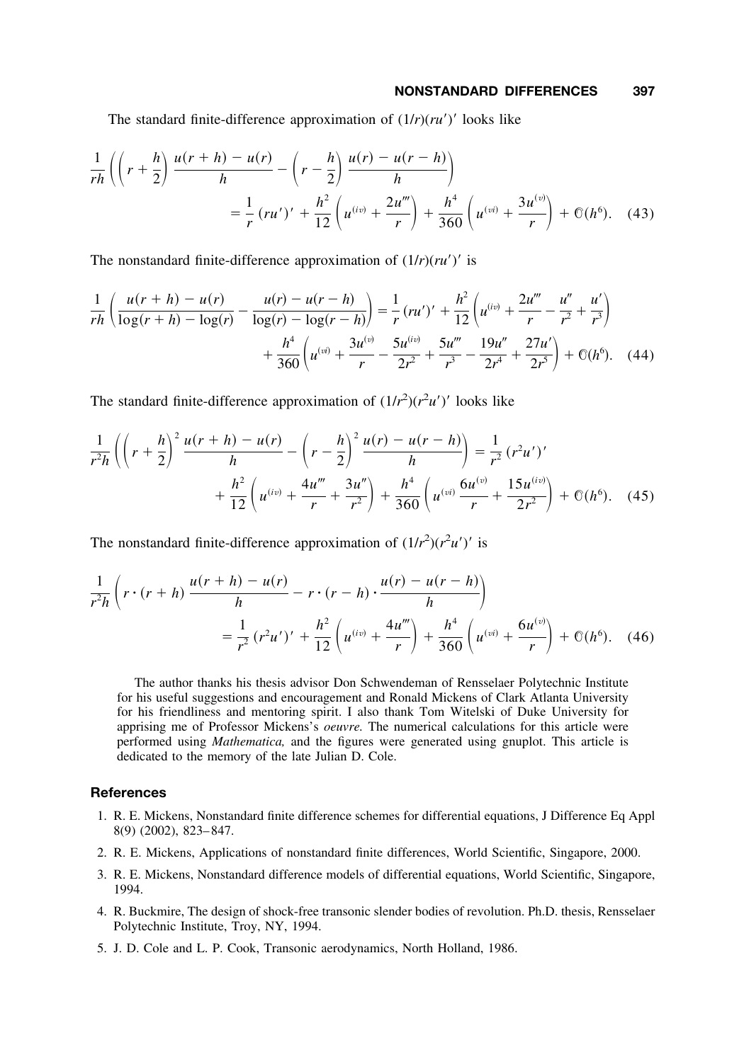The standard finite-difference approximation of $(1/r)(ru')'$ looks like

$$\frac{1}{rh}\left(\left(r+\frac{h}{2}\right)\frac{u(r+h)-u(r)}{h}-\left(r-\frac{h}{2}\right)\frac{u(r)-u(r-h)}{h}\right)$$
$$=\frac{1}{r}(ru')'+\frac{h^2}{12}\left(u^{(iv)}+\frac{2u'''}{r}\right)+\frac{h^4}{360}\left(u^{(vi)}+\frac{3u^{(v)}}{r}\right)+\mathcal{O}(h^6). \quad (43)$$

The nonstandard finite-difference approximation of $(1/r)(ru')'$ is

$$\frac{1}{rh}\left(\frac{u(r+h)-u(r)}{\log(r+h)-\log(r)}-\frac{u(r)-u(r-h)}{\log(r)-\log(r-h)}\right)=\frac{1}{r}(ru')'+\frac{h^2}{12}\left(u^{(iv)}+\frac{2u'''}{r}-\frac{u''}{r^2}+\frac{u'}{r^3}\right)$$
$$+\frac{h^4}{360}\left(u^{(vi)}+\frac{3u^{(v)}}{r}-\frac{5u^{(iv)}}{2r^2}+\frac{5u'''}{r^3}-\frac{19u''}{2r^4}+\frac{27u'}{2r^5}\right)+\mathcal{O}(h^6). \quad (44)$$

The standard finite-difference approximation of $(1/r^2)(r^2u')'$ looks like

$$\frac{1}{r^2h}\left(\left(r+\frac{h}{2}\right)^2\frac{u(r+h)-u(r)}{h}-\left(r-\frac{h}{2}\right)^2\frac{u(r)-u(r-h)}{h}\right)=\frac{1}{r^2}(r^2u')'$$
$$+\frac{h^2}{12}\left(u^{(iv)}+\frac{4u'''}{r}+\frac{3u''}{r^2}\right)+\frac{h^4}{360}\left(u^{(vi)}\frac{6u^{(v)}}{r}+\frac{15u^{(iv)}}{2r^2}\right)+\mathcal{O}(h^6). \quad (45)$$

The nonstandard finite-difference approximation of $(1/r^2)(r^2u')'$ is

$$\frac{1}{r^2h}\left(r\cdot(r+h)\frac{u(r+h)-u(r)}{h}-r\cdot(r-h)\cdot\frac{u(r)-u(r-h)}{h}\right)$$
$$=\frac{1}{r^2}(r^2u')'+\frac{h^2}{12}\left(u^{(iv)}+\frac{4u'''}{r}\right)+\frac{h^4}{360}\left(u^{(vi)}+\frac{6u^{(v)}}{r}\right)+\mathcal{O}(h^6). \quad (46)$$

The author thanks his thesis advisor Don Schwendeman of Rensselaer Polytechnic Institute for his useful suggestions and encouragement and Ronald Mickens of Clark Atlanta University for his friendliness and mentoring spirit. I also thank Tom Witelski of Duke University for apprising me of Professor Mickens's *oeuvre.* The numerical calculations for this article were performed using *Mathematica,* and the figures were generated using gnuplot. This article is dedicated to the memory of the late Julian D. Cole.

## References

1. R. E. Mickens, Nonstandard finite difference schemes for differential equations, J Difference Eq Appl 8(9) (2002), 823–847.
2. R. E. Mickens, Applications of nonstandard finite differences, World Scientific, Singapore, 2000.
3. R. E. Mickens, Nonstandard difference models of differential equations, World Scientific, Singapore, 1994.
4. R. Buckmire, The design of shock-free transonic slender bodies of revolution. Ph.D. thesis, Rensselaer Polytechnic Institute, Troy, NY, 1994.
5. J. D. Cole and L. P. Cook, Transonic aerodynamics, North Holland, 1986.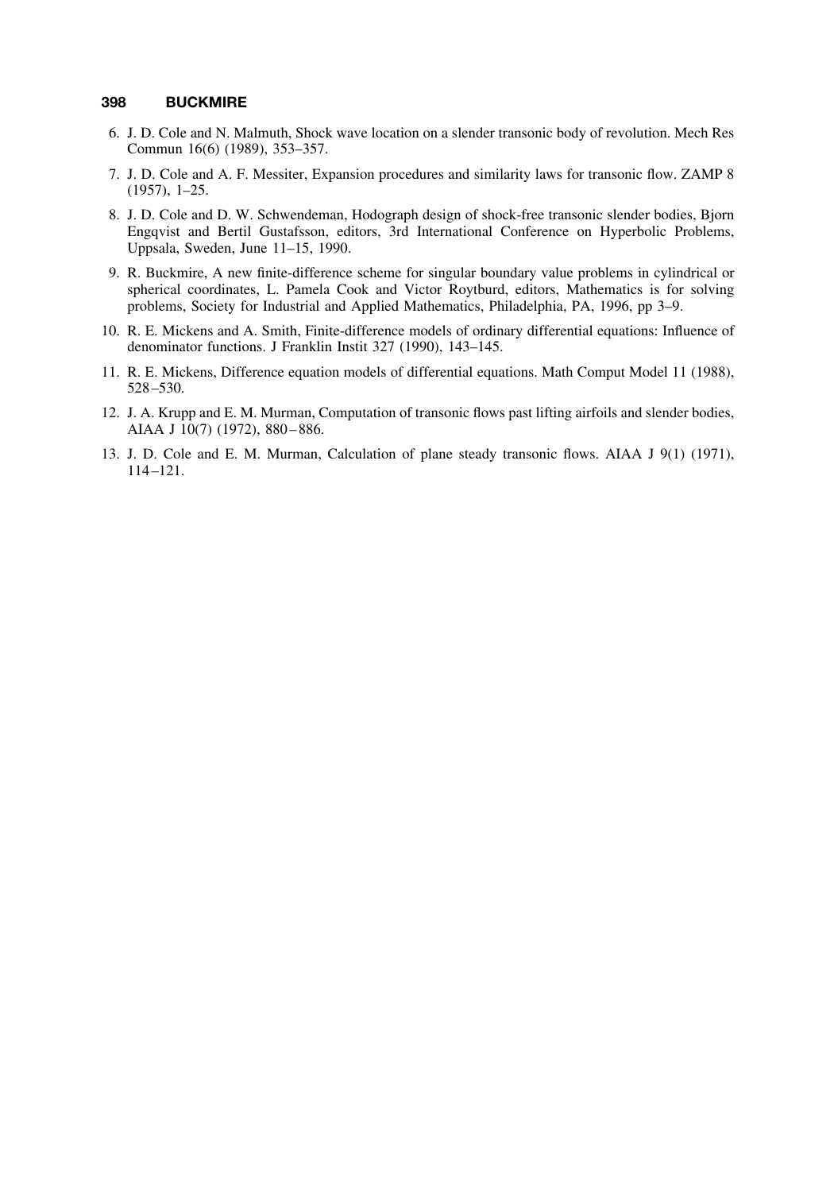6. J. D. Cole and N. Malmuth, Shock wave location on a slender transonic body of revolution. Mech Res Commun 16(6) (1989), 353–357.
7. J. D. Cole and A. F. Messiter, Expansion procedures and similarity laws for transonic flow. ZAMP 8 (1957), 1–25.
8. J. D. Cole and D. W. Schwendeman, Hodograph design of shock-free transonic slender bodies, Bjorn Engqvist and Bertil Gustafsson, editors, 3rd International Conference on Hyperbolic Problems, Uppsala, Sweden, June 11–15, 1990.
9. R. Buckmire, A new finite-difference scheme for singular boundary value problems in cylindrical or spherical coordinates, L. Pamela Cook and Victor Roytburd, editors, Mathematics is for solving problems, Society for Industrial and Applied Mathematics, Philadelphia, PA, 1996, pp 3–9.
10. R. E. Mickens and A. Smith, Finite-difference models of ordinary differential equations: Influence of denominator functions. J Franklin Instit 327 (1990), 143–145.
11. R. E. Mickens, Difference equation models of differential equations. Math Comput Model 11 (1988), 528–530.
12. J. A. Krupp and E. M. Murman, Computation of transonic flows past lifting airfoils and slender bodies, AIAA J 10(7) (1972), 880–886.
13. J. D. Cole and E. M. Murman, Calculation of plane steady transonic flows. AIAA J 9(1) (1971), 114–121.